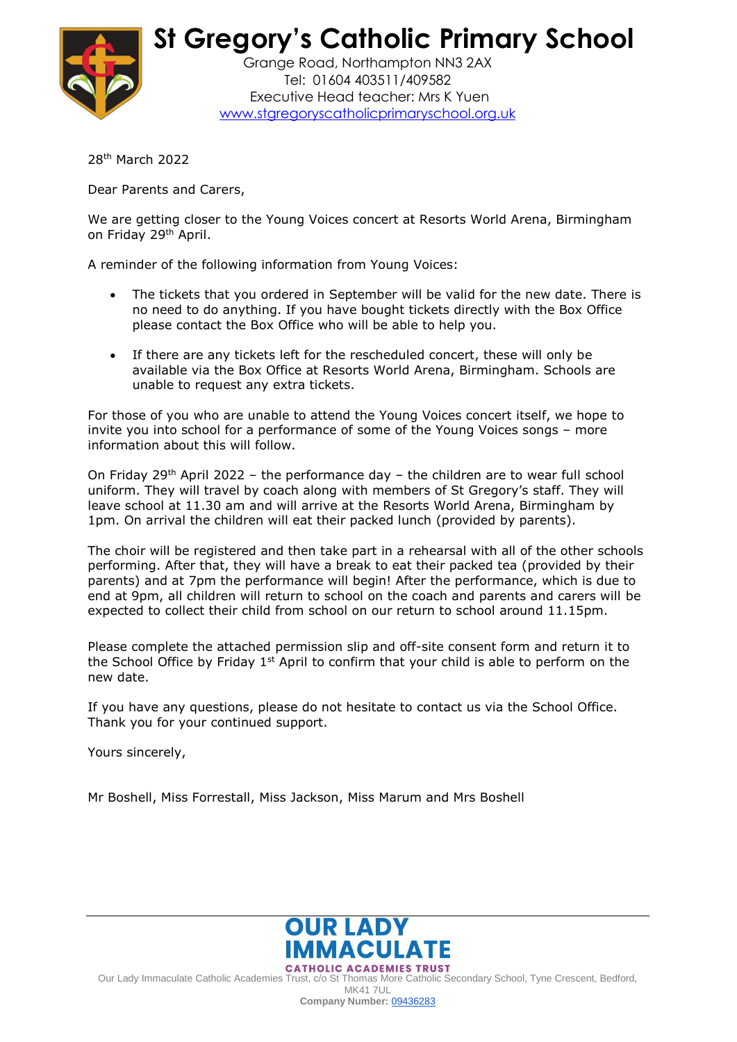# St Gregory's Catholic Primary School

Grange Road, Northampton NN3 2AX
Tel: 01604 403511/409582
Executive Head teacher: Mrs K Yuen
www.stgregoryscatholicprimaryschool.org.uk

28th March 2022

Dear Parents and Carers,

We are getting closer to the Young Voices concert at Resorts World Arena, Birmingham on Friday 29th April.

A reminder of the following information from Young Voices:

- The tickets that you ordered in September will be valid for the new date. There is no need to do anything. If you have bought tickets directly with the Box Office please contact the Box Office who will be able to help you.
- If there are any tickets left for the rescheduled concert, these will only be available via the Box Office at Resorts World Arena, Birmingham. Schools are unable to request any extra tickets.

For those of you who are unable to attend the Young Voices concert itself, we hope to invite you into school for a performance of some of the Young Voices songs – more information about this will follow.

On Friday 29th April 2022 – the performance day – the children are to wear full school uniform. They will travel by coach along with members of St Gregory's staff. They will leave school at 11.30 am and will arrive at the Resorts World Arena, Birmingham by 1pm. On arrival the children will eat their packed lunch (provided by parents).

The choir will be registered and then take part in a rehearsal with all of the other schools performing. After that, they will have a break to eat their packed tea (provided by their parents) and at 7pm the performance will begin! After the performance, which is due to end at 9pm, all children will return to school on the coach and parents and carers will be expected to collect their child from school on our return to school around 11.15pm.

Please complete the attached permission slip and off-site consent form and return it to the School Office by Friday 1st April to confirm that your child is able to perform on the new date.

If you have any questions, please do not hesitate to contact us via the School Office.
Thank you for your continued support.

Yours sincerely,

Mr Boshell, Miss Forrestall, Miss Jackson, Miss Marum and Mrs Boshell

OUR LADY IMMACULATE CATHOLIC ACADEMIES TRUST
Our Lady Immaculate Catholic Academies Trust, c/o St Thomas More Catholic Secondary School, Tyne Crescent, Bedford, MK41 7UL
**Company Number:** 09436283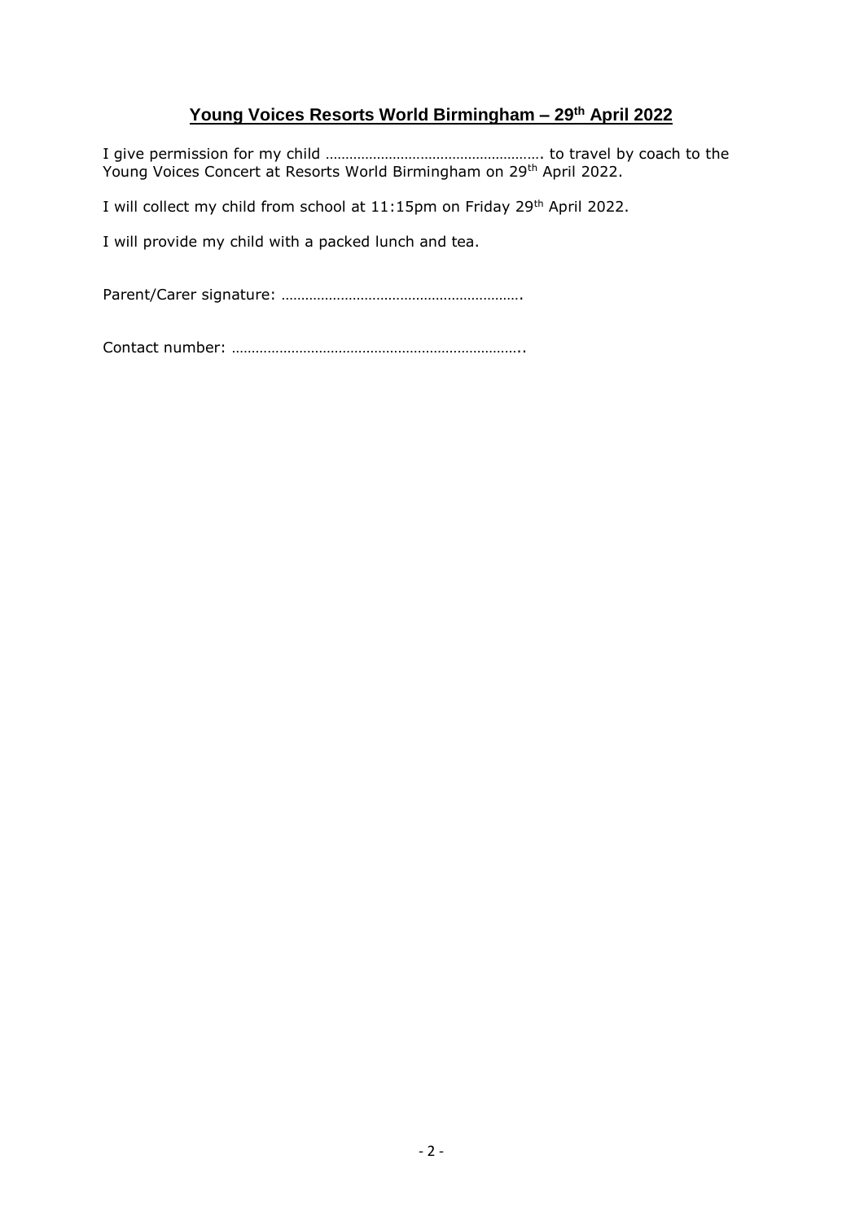## Young Voices Resorts World Birmingham – 29th April 2022

I give permission for my child ………………………………………………. to travel by coach to the Young Voices Concert at Resorts World Birmingham on 29th April 2022.

I will collect my child from school at 11:15pm on Friday 29th April 2022.

I will provide my child with a packed lunch and tea.

Parent/Carer signature: …………………………………………………….

Contact number: ………………………………………………………………..